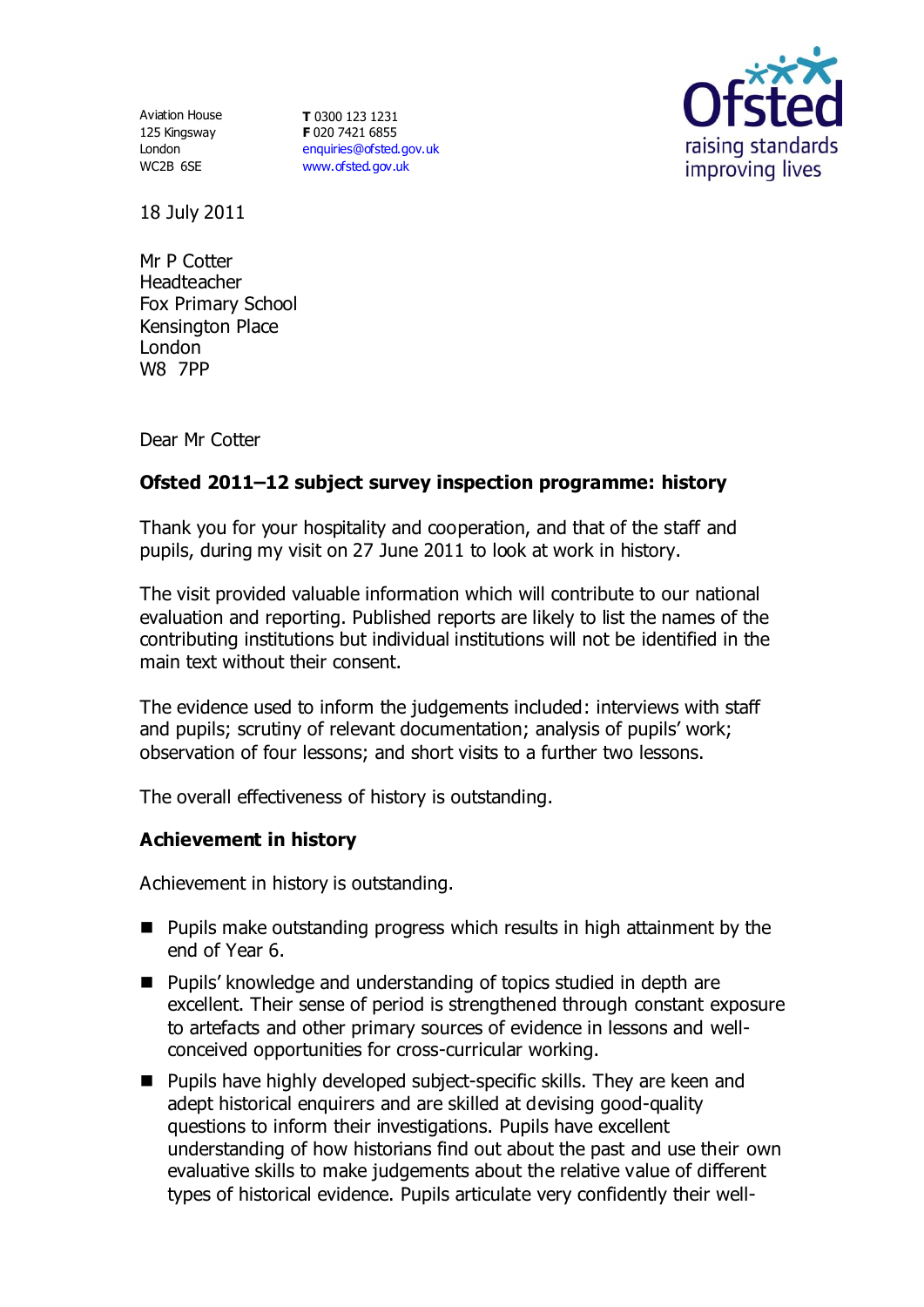Aviation House
125 Kingsway
London
WC2B 6SE

**T** 0300 123 1231
**F** 020 7421 6855
enquiries@ofsted.gov.uk
www.ofsted.gov.uk

18 July 2011

Mr P Cotter
Headteacher
Fox Primary School
Kensington Place
London
W8 7PP

Dear Mr Cotter

**Ofsted 2011–12 subject survey inspection programme: history**

Thank you for your hospitality and cooperation, and that of the staff and pupils, during my visit on 27 June 2011 to look at work in history.

The visit provided valuable information which will contribute to our national evaluation and reporting. Published reports are likely to list the names of the contributing institutions but individual institutions will not be identified in the main text without their consent.

The evidence used to inform the judgements included: interviews with staff and pupils; scrutiny of relevant documentation; analysis of pupils' work; observation of four lessons; and short visits to a further two lessons.

The overall effectiveness of history is outstanding.

## Achievement in history

Achievement in history is outstanding.

- Pupils make outstanding progress which results in high attainment by the end of Year 6.
- Pupils' knowledge and understanding of topics studied in depth are excellent. Their sense of period is strengthened through constant exposure to artefacts and other primary sources of evidence in lessons and well-conceived opportunities for cross-curricular working.
- Pupils have highly developed subject-specific skills. They are keen and adept historical enquirers and are skilled at devising good-quality questions to inform their investigations. Pupils have excellent understanding of how historians find out about the past and use their own evaluative skills to make judgements about the relative value of different types of historical evidence. Pupils articulate very confidently their well-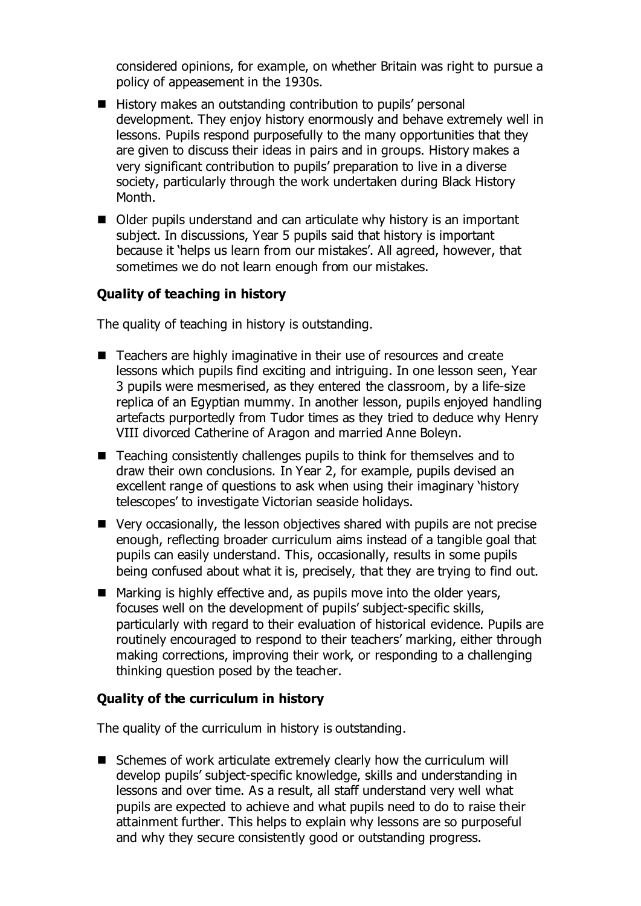considered opinions, for example, on whether Britain was right to pursue a policy of appeasement in the 1930s.

- History makes an outstanding contribution to pupils' personal development. They enjoy history enormously and behave extremely well in lessons. Pupils respond purposefully to the many opportunities that they are given to discuss their ideas in pairs and in groups. History makes a very significant contribution to pupils' preparation to live in a diverse society, particularly through the work undertaken during Black History Month.
- Older pupils understand and can articulate why history is an important subject. In discussions, Year 5 pupils said that history is important because it 'helps us learn from our mistakes'. All agreed, however, that sometimes we do not learn enough from our mistakes.

### Quality of teaching in history

The quality of teaching in history is outstanding.

- Teachers are highly imaginative in their use of resources and create lessons which pupils find exciting and intriguing. In one lesson seen, Year 3 pupils were mesmerised, as they entered the classroom, by a life-size replica of an Egyptian mummy. In another lesson, pupils enjoyed handling artefacts purportedly from Tudor times as they tried to deduce why Henry VIII divorced Catherine of Aragon and married Anne Boleyn.
- Teaching consistently challenges pupils to think for themselves and to draw their own conclusions. In Year 2, for example, pupils devised an excellent range of questions to ask when using their imaginary 'history telescopes' to investigate Victorian seaside holidays.
- Very occasionally, the lesson objectives shared with pupils are not precise enough, reflecting broader curriculum aims instead of a tangible goal that pupils can easily understand. This, occasionally, results in some pupils being confused about what it is, precisely, that they are trying to find out.
- Marking is highly effective and, as pupils move into the older years, focuses well on the development of pupils' subject-specific skills, particularly with regard to their evaluation of historical evidence. Pupils are routinely encouraged to respond to their teachers' marking, either through making corrections, improving their work, or responding to a challenging thinking question posed by the teacher.

### Quality of the curriculum in history

The quality of the curriculum in history is outstanding.

- Schemes of work articulate extremely clearly how the curriculum will develop pupils' subject-specific knowledge, skills and understanding in lessons and over time. As a result, all staff understand very well what pupils are expected to achieve and what pupils need to do to raise their attainment further. This helps to explain why lessons are so purposeful and why they secure consistently good or outstanding progress.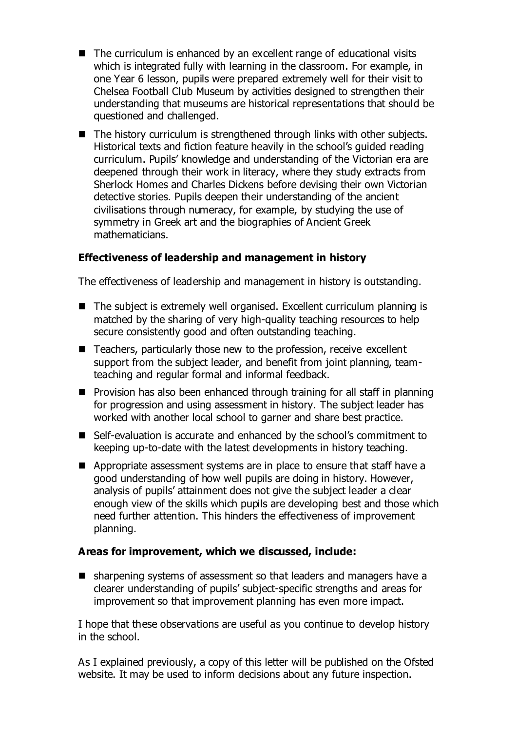- The curriculum is enhanced by an excellent range of educational visits which is integrated fully with learning in the classroom. For example, in one Year 6 lesson, pupils were prepared extremely well for their visit to Chelsea Football Club Museum by activities designed to strengthen their understanding that museums are historical representations that should be questioned and challenged.
- The history curriculum is strengthened through links with other subjects. Historical texts and fiction feature heavily in the school's guided reading curriculum. Pupils' knowledge and understanding of the Victorian era are deepened through their work in literacy, where they study extracts from Sherlock Homes and Charles Dickens before devising their own Victorian detective stories. Pupils deepen their understanding of the ancient civilisations through numeracy, for example, by studying the use of symmetry in Greek art and the biographies of Ancient Greek mathematicians.

**Effectiveness of leadership and management in history**

The effectiveness of leadership and management in history is outstanding.

- The subject is extremely well organised. Excellent curriculum planning is matched by the sharing of very high-quality teaching resources to help secure consistently good and often outstanding teaching.
- Teachers, particularly those new to the profession, receive excellent support from the subject leader, and benefit from joint planning, team-teaching and regular formal and informal feedback.
- Provision has also been enhanced through training for all staff in planning for progression and using assessment in history. The subject leader has worked with another local school to garner and share best practice.
- Self-evaluation is accurate and enhanced by the school's commitment to keeping up-to-date with the latest developments in history teaching.
- Appropriate assessment systems are in place to ensure that staff have a good understanding of how well pupils are doing in history. However, analysis of pupils' attainment does not give the subject leader a clear enough view of the skills which pupils are developing best and those which need further attention. This hinders the effectiveness of improvement planning.

**Areas for improvement, which we discussed, include:**

- sharpening systems of assessment so that leaders and managers have a clearer understanding of pupils' subject-specific strengths and areas for improvement so that improvement planning has even more impact.

I hope that these observations are useful as you continue to develop history in the school.

As I explained previously, a copy of this letter will be published on the Ofsted website. It may be used to inform decisions about any future inspection.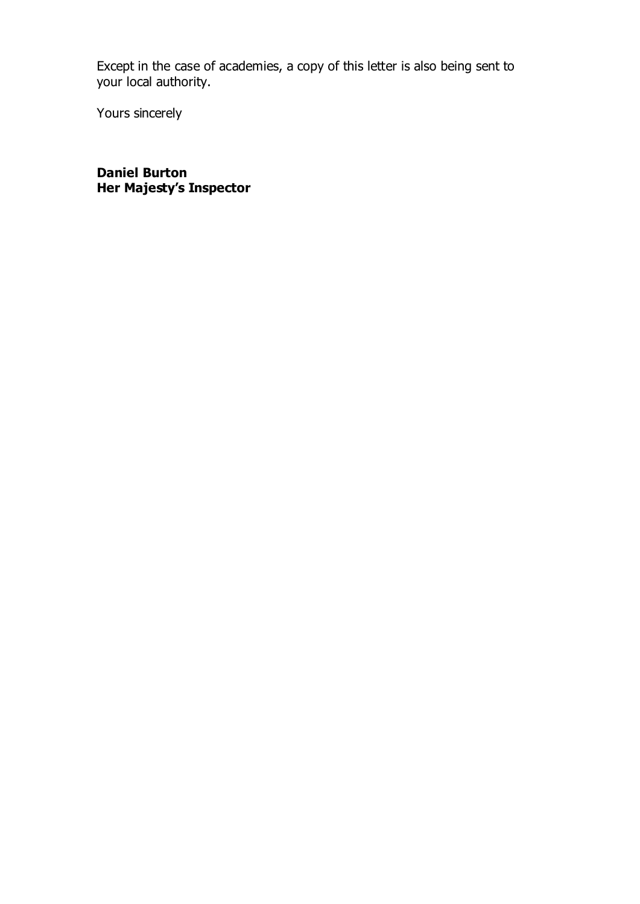Except in the case of academies, a copy of this letter is also being sent to your local authority.

Yours sincerely

**Daniel Burton**
**Her Majesty's Inspector**